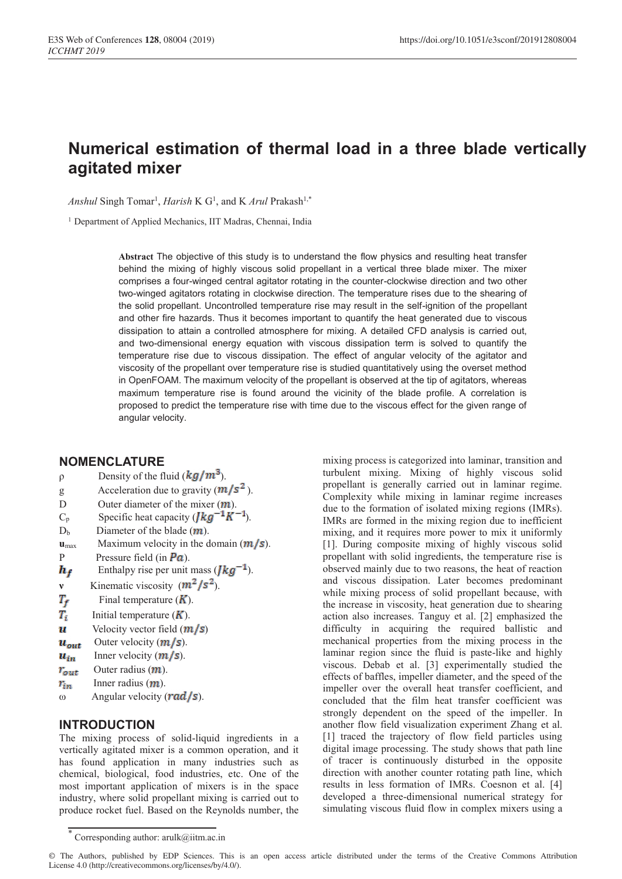# Numerical estimation of thermal load in a three blade vertically agitated mixer

*Anshul* Singh Tomar[1], *Harish* K G[1], and K *Arul* Prakash[1,*]

[1] Department of Applied Mechanics, IIT Madras, Chennai, India

**Abstract** The objective of this study is to understand the flow physics and resulting heat transfer behind the mixing of highly viscous solid propellant in a vertical three blade mixer. The mixer comprises a four-winged central agitator rotating in the counter-clockwise direction and two other two-winged agitators rotating in clockwise direction. The temperature rises due to the shearing of the solid propellant. Uncontrolled temperature rise may result in the self-ignition of the propellant and other fire hazards. Thus it becomes important to quantify the heat generated due to viscous dissipation to attain a controlled atmosphere for mixing. A detailed CFD analysis is carried out, and two-dimensional energy equation with viscous dissipation term is solved to quantify the temperature rise due to viscous dissipation. The effect of angular velocity of the agitator and viscosity of the propellant over temperature rise is studied quantitatively using the overset method in OpenFOAM. The maximum velocity of the propellant is observed at the tip of agitators, whereas maximum temperature rise is found around the vicinity of the blade profile. A correlation is proposed to predict the temperature rise with time due to the viscous effect for the given range of angular velocity.

## NOMENCLATURE

- $\rho$ Density of the fluid ($kg/m^3$).
- g Acceleration due to gravity ($m/s^2$).
- D Outer diameter of the mixer ($m$).
- $C_p$ Specific heat capacity ($Jkg^{-1}K^{-1}$).
- $D_b$ Diameter of the blade ($m$).
- $\mathbf{u}_{max}$ Maximum velocity in the domain ($m/s$).
- P Pressure field (in $Pa$).
- $h_f$ Enthalpy rise per unit mass ($Jkg^{-1}$).
- $\nu$ Kinematic viscosity ($m^2/s^2$).
- $T_f$ Final temperature ($K$).
- $T_i$ Initial temperature ($K$).
- $\mathbf{u}$ Velocity vector field ($m/s$)
- $u_{out}$ Outer velocity ($m/s$).
- $u_{in}$ Inner velocity ($m/s$).
- $r_{out}$ Outer radius ($m$).
- $r_{in}$ Inner radius ($m$).
- $\omega$ Angular velocity ($rad/s$).

## INTRODUCTION

The mixing process of solid-liquid ingredients in a vertically agitated mixer is a common operation, and it has found application in many industries such as chemical, biological, food industries, etc. One of the most important application of mixers is in the space industry, where solid propellant mixing is carried out to produce rocket fuel. Based on the Reynolds number, the mixing process is categorized into laminar, transition and turbulent mixing. Mixing of highly viscous solid propellant is generally carried out in laminar regime. Complexity while mixing in laminar regime increases due to the formation of isolated mixing regions (IMRs). IMRs are formed in the mixing region due to inefficient mixing, and it requires more power to mix it uniformly [1]. During composite mixing of highly viscous solid propellant with solid ingredients, the temperature rise is observed mainly due to two reasons, the heat of reaction and viscous dissipation. Later becomes predominant while mixing process of solid propellant because, with the increase in viscosity, heat generation due to shearing action also increases. Tanguy et al. [2] emphasized the difficulty in acquiring the required ballistic and mechanical properties from the mixing process in the laminar region since the fluid is paste-like and highly viscous. Debab et al. [3] experimentally studied the effects of baffles, impeller diameter, and the speed of the impeller over the overall heat transfer coefficient, and concluded that the film heat transfer coefficient was strongly dependent on the speed of the impeller. In another flow field visualization experiment Zhang et al. [1] traced the trajectory of flow field particles using digital image processing. The study shows that path line of tracer is continuously disturbed in the opposite direction with another counter rotating path line, which results in less formation of IMRs. Coesnon et al. [4] developed a three-dimensional numerical strategy for simulating viscous fluid flow in complex mixers using a

* Corresponding author: arulk@iitm.ac.in

© The Authors, published by EDP Sciences. This is an open access article distributed under the terms of the Creative Commons Attribution License 4.0 (http://creativecommons.org/licenses/by/4.0/).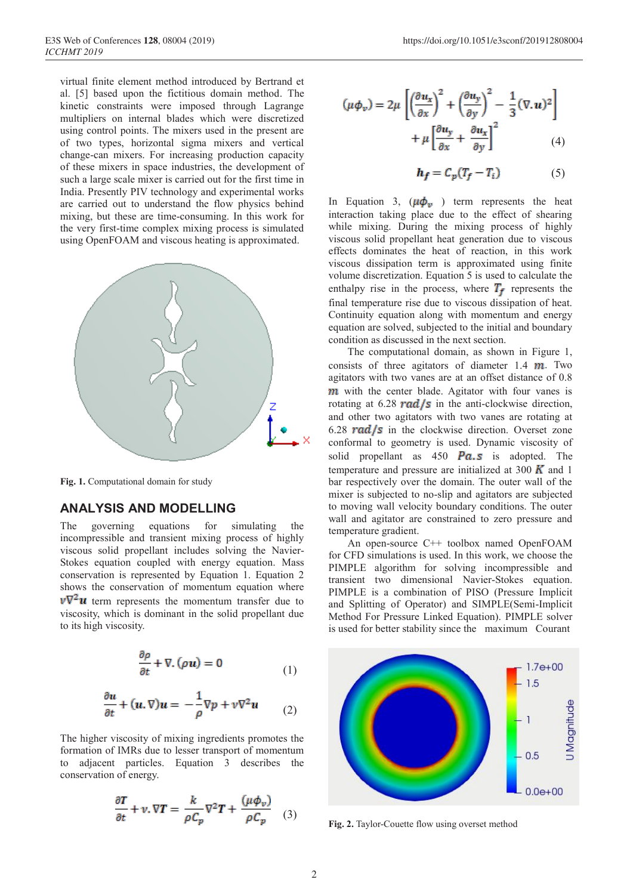virtual finite element method introduced by Bertrand et al. [5] based upon the fictitious domain method. The kinetic constraints were imposed through Lagrange multipliers on internal blades which were discretized using control points. The mixers used in the present are of two types, horizontal sigma mixers and vertical change-can mixers. For increasing production capacity of these mixers in space industries, the development of such a large scale mixer is carried out for the first time in India. Presently PIV technology and experimental works are carried out to understand the flow physics behind mixing, but these are time-consuming. In this work for the very first-time complex mixing process is simulated using OpenFOAM and viscous heating is approximated.

**Fig. 1.** Computational domain for study

## ANALYSIS AND MODELLING

The governing equations for simulating the incompressible and transient mixing process of highly viscous solid propellant includes solving the Navier-Stokes equation coupled with energy equation. Mass conservation is represented by Equation 1. Equation 2 shows the conservation of momentum equation where $\boldsymbol{v\nabla^2 u}$ term represents the momentum transfer due to viscosity, which is dominant in the solid propellant due to its high viscosity.

$$\frac{\partial \rho}{\partial t} + \nabla.(\rho \boldsymbol{u}) = 0 \tag{1}$$

$$\frac{\partial \boldsymbol{u}}{\partial t} + (\boldsymbol{u}.\nabla)\boldsymbol{u} = -\frac{1}{\rho}\nabla p + \nu\nabla^2 \boldsymbol{u} \tag{2}$$

The higher viscosity of mixing ingredients promotes the formation of IMRs due to lesser transport of momentum to adjacent particles. Equation 3 describes the conservation of energy.

$$\frac{\partial \boldsymbol{T}}{\partial t} + \boldsymbol{v}.\nabla \boldsymbol{T} = \frac{k}{\rho C_p}\nabla^2 \boldsymbol{T} + \frac{(\mu\phi_v)}{\rho C_p} \tag{3}$$

$$(\mu\phi_v) = 2\mu\left[\left(\frac{\partial u_x}{\partial x}\right)^2 + \left(\frac{\partial u_y}{\partial y}\right)^2 - \frac{1}{3}(\nabla.\boldsymbol{u})^2\right] + \mu\left[\frac{\partial u_y}{\partial x} + \frac{\partial u_x}{\partial y}\right]^2 \tag{4}$$

$$\boldsymbol{h_f} = C_p(T_f - T_i) \tag{5}$$

In Equation 3, $(\mu\phi_v)$ term represents the heat interaction taking place due to the effect of shearing while mixing. During the mixing process of highly viscous solid propellant heat generation due to viscous effects dominates the heat of reaction, in this work viscous dissipation term is approximated using finite volume discretization. Equation 5 is used to calculate the enthalpy rise in the process, where $\boldsymbol{T_f}$ represents the final temperature rise due to viscous dissipation of heat. Continuity equation along with momentum and energy equation are solved, subjected to the initial and boundary condition as discussed in the next section.

The computational domain, as shown in Figure 1, consists of three agitators of diameter 1.4 $\boldsymbol{m}$. Two agitators with two vanes are at an offset distance of 0.8 $\boldsymbol{m}$ with the center blade. Agitator with four vanes is rotating at 6.28 $\boldsymbol{rad/s}$ in the anti-clockwise direction, and other two agitators with two vanes are rotating at 6.28 $\boldsymbol{rad/s}$ in the clockwise direction. Overset zone conformal to geometry is used. Dynamic viscosity of solid propellant as 450 $\boldsymbol{Pa.s}$ is adopted. The temperature and pressure are initialized at 300 $\boldsymbol{K}$ and 1 bar respectively over the domain. The outer wall of the mixer is subjected to no-slip and agitators are subjected to moving wall velocity boundary conditions. The outer wall and agitator are constrained to zero pressure and temperature gradient.

An open-source C++ toolbox named OpenFOAM for CFD simulations is used. In this work, we choose the PIMPLE algorithm for solving incompressible and transient two dimensional Navier-Stokes equation. PIMPLE is a combination of PISO (Pressure Implicit and Splitting of Operator) and SIMPLE(Semi-Implicit Method For Pressure Linked Equation). PIMPLE solver is used for better stability since the maximum Courant

**Fig. 2.** Taylor-Couette flow using overset method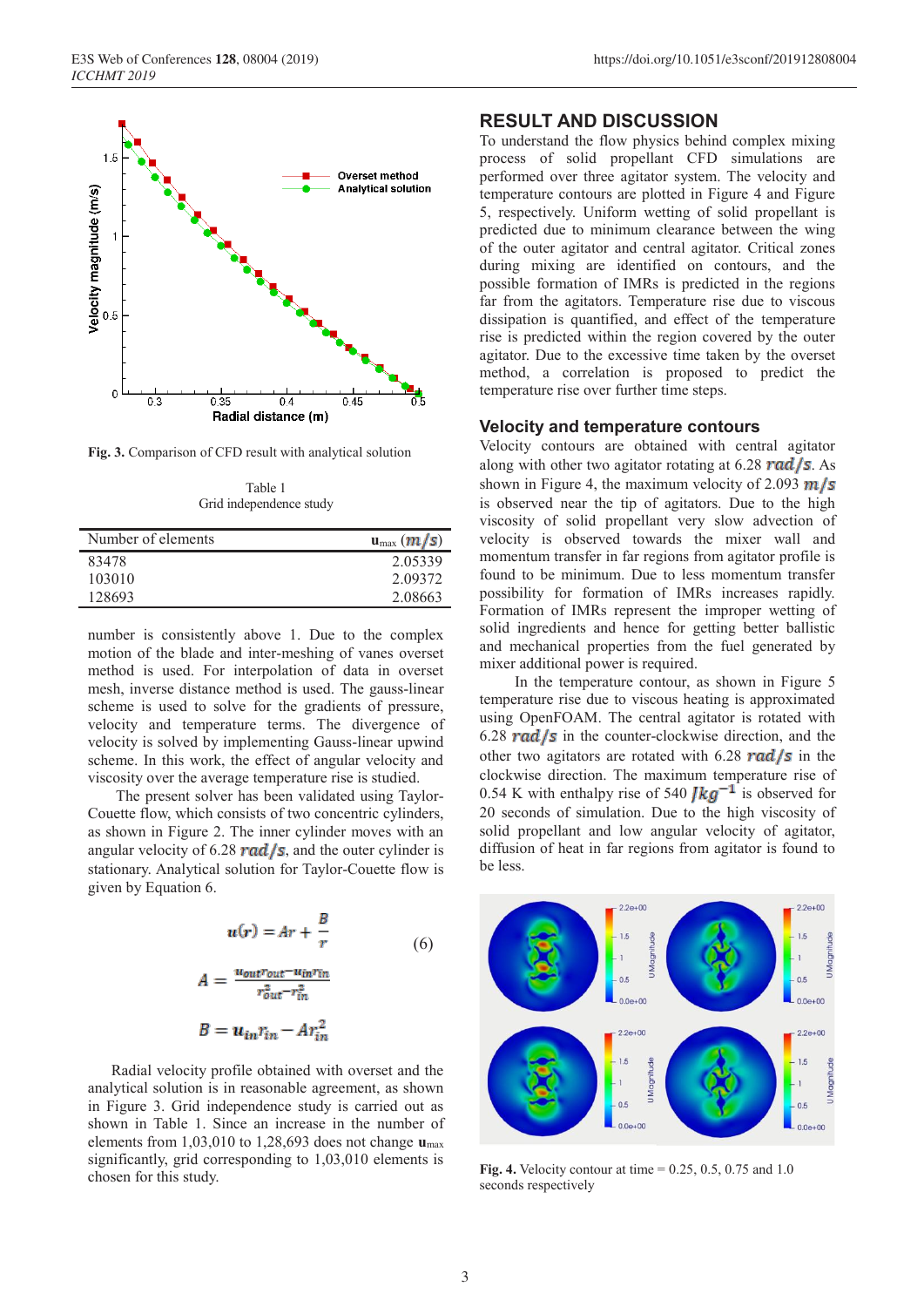Fig. 3. Comparison of CFD result with analytical solution

Table 1
Grid independence study

| Number of elements | $u_{max}$ ($m/s$) |
|---|---|
| 83478 | 2.05339 |
| 103010 | 2.09372 |
| 128693 | 2.08663 |

number is consistently above 1. Due to the complex motion of the blade and inter-meshing of vanes overset method is used. For interpolation of data in overset mesh, inverse distance method is used. The gauss-linear scheme is used to solve for the gradients of pressure, velocity and temperature terms. The divergence of velocity is solved by implementing Gauss-linear upwind scheme. In this work, the effect of angular velocity and viscosity over the average temperature rise is studied.

The present solver has been validated using Taylor-Couette flow, which consists of two concentric cylinders, as shown in Figure 2. The inner cylinder moves with an angular velocity of 6.28 $rad/s$, and the outer cylinder is stationary. Analytical solution for Taylor-Couette flow is given by Equation 6.

$$u(r) = Ar + \frac{B}{r} \qquad (6)$$

$$A = \frac{u_{out}r_{out} - u_{in}r_{in}}{r_{out}^2 - r_{in}^2}$$

$$B = u_{in}r_{in} - Ar_{in}^2$$

Radial velocity profile obtained with overset and the analytical solution is in reasonable agreement, as shown in Figure 3. Grid independence study is carried out as shown in Table 1. Since an increase in the number of elements from 1,03,010 to 1,28,693 does not change $u_{max}$ significantly, grid corresponding to 1,03,010 elements is chosen for this study.

## RESULT AND DISCUSSION

To understand the flow physics behind complex mixing process of solid propellant CFD simulations are performed over three agitator system. The velocity and temperature contours are plotted in Figure 4 and Figure 5, respectively. Uniform wetting of solid propellant is predicted due to minimum clearance between the wing of the outer agitator and central agitator. Critical zones during mixing are identified on contours, and the possible formation of IMRs is predicted in the regions far from the agitators. Temperature rise due to viscous dissipation is quantified, and effect of the temperature rise is predicted within the region covered by the outer agitator. Due to the excessive time taken by the overset method, a correlation is proposed to predict the temperature rise over further time steps.

### Velocity and temperature contours

Velocity contours are obtained with central agitator along with other two agitator rotating at 6.28 $rad/s$. As shown in Figure 4, the maximum velocity of 2.093 $m/s$ is observed near the tip of agitators. Due to the high viscosity of solid propellant very slow advection of velocity is observed towards the mixer wall and momentum transfer in far regions from agitator profile is found to be minimum. Due to less momentum transfer possibility for formation of IMRs increases rapidly. Formation of IMRs represent the improper wetting of solid ingredients and hence for getting better ballistic and mechanical properties from the fuel generated by mixer additional power is required.

In the temperature contour, as shown in Figure 5 temperature rise due to viscous heating is approximated using OpenFOAM. The central agitator is rotated with 6.28 $rad/s$ in the counter-clockwise direction, and the other two agitators are rotated with 6.28 $rad/s$ in the clockwise direction. The maximum temperature rise of 0.54 K with enthalpy rise of 540 $Jkg^{-1}$ is observed for 20 seconds of simulation. Due to the high viscosity of solid propellant and low angular velocity of agitator, diffusion of heat in far regions from agitator is found to be less.

Fig. 4. Velocity contour at time = 0.25, 0.5, 0.75 and 1.0 seconds respectively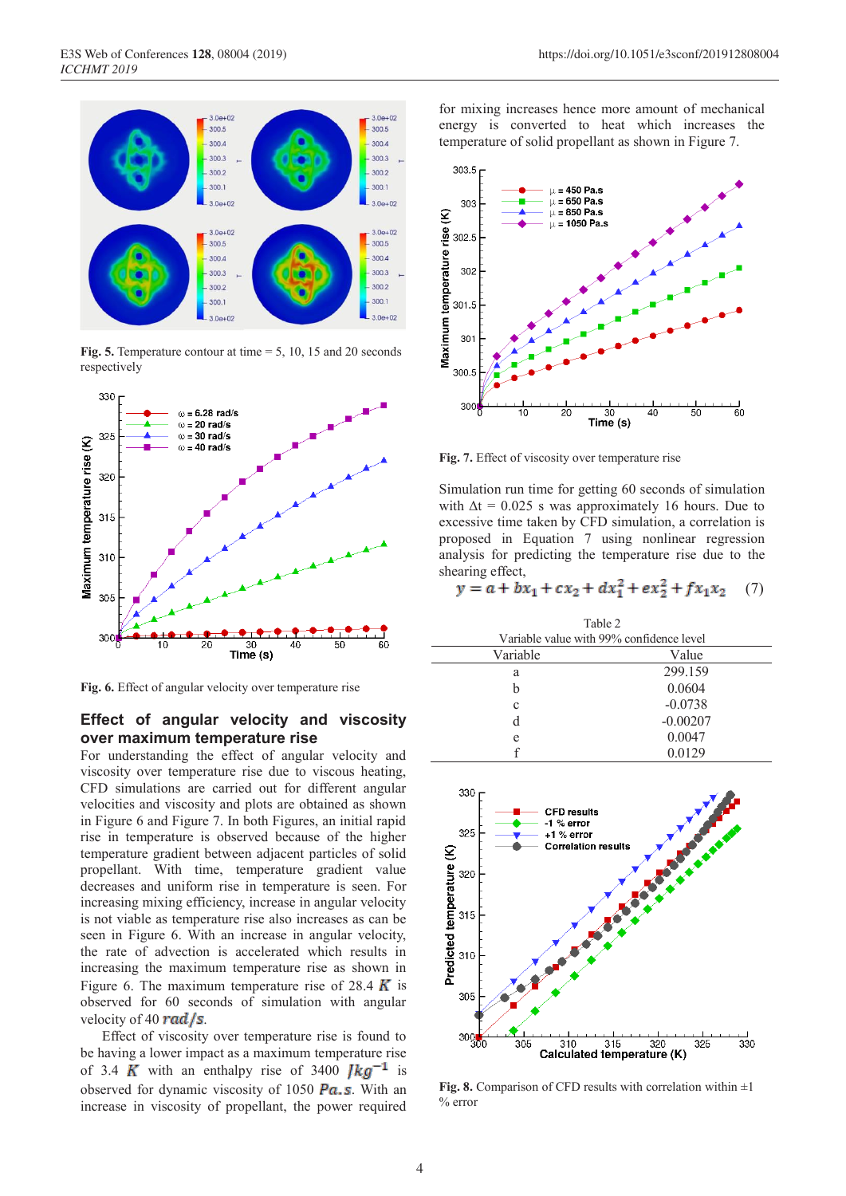Fig. 5. Temperature contour at time = 5, 10, 15 and 20 seconds respectively

Fig. 6. Effect of angular velocity over temperature rise

## Effect of angular velocity and viscosity over maximum temperature rise

For understanding the effect of angular velocity and viscosity over temperature rise due to viscous heating, CFD simulations are carried out for different angular velocities and viscosity and plots are obtained as shown in Figure 6 and Figure 7. In both Figures, an initial rapid rise in temperature is observed because of the higher temperature gradient between adjacent particles of solid propellant. With time, temperature gradient value decreases and uniform rise in temperature is seen. For increasing mixing efficiency, increase in angular velocity is not viable as temperature rise also increases as can be seen in Figure 6. With an increase in angular velocity, the rate of advection is accelerated which results in increasing the maximum temperature rise as shown in Figure 6. The maximum temperature rise of 28.4 $K$ is observed for 60 seconds of simulation with angular velocity of 40 $rad/s$.

Effect of viscosity over temperature rise is found to be having a lower impact as a maximum temperature rise of 3.4 $K$ with an enthalpy rise of 3400 $Jkg^{-1}$ is observed for dynamic viscosity of 1050 $Pa.s$. With an increase in viscosity of propellant, the power required for mixing increases hence more amount of mechanical energy is converted to heat which increases the temperature of solid propellant as shown in Figure 7.

Fig. 7. Effect of viscosity over temperature rise

Simulation run time for getting 60 seconds of simulation with Δt = 0.025 s was approximately 16 hours. Due to excessive time taken by CFD simulation, a correlation is proposed in Equation 7 using nonlinear regression analysis for predicting the temperature rise due to the shearing effect,

$$y = a + bx_1 + cx_2 + dx_1^2 + ex_2^2 + fx_1x_2 \quad (7)$$

Table 2
Variable value with 99% confidence level

| Variable | Value |
|---|---|
| a | 299.159 |
| b | 0.0604 |
| c | -0.0738 |
| d | -0.00207 |
| e | 0.0047 |
| f | 0.0129 |

Fig. 8. Comparison of CFD results with correlation within ±1 % error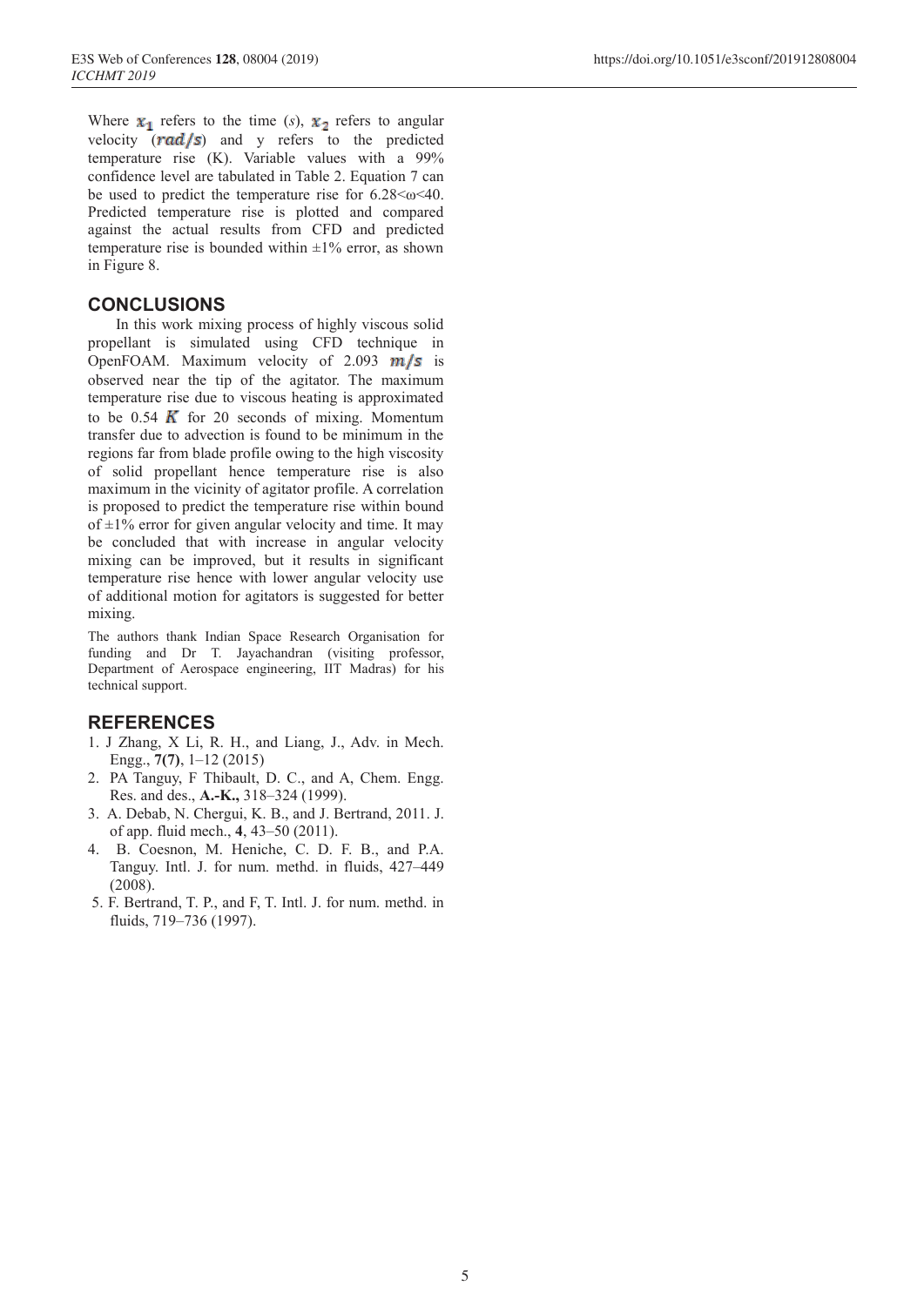Where $x_1$ refers to the time ($s$), $x_2$ refers to angular velocity ($rad/s$) and y refers to the predicted temperature rise (K). Variable values with a 99% confidence level are tabulated in Table 2. Equation 7 can be used to predict the temperature rise for $6.28<\omega<40$. Predicted temperature rise is plotted and compared against the actual results from CFD and predicted temperature rise is bounded within ±1% error, as shown in Figure 8.

## CONCLUSIONS

In this work mixing process of highly viscous solid propellant is simulated using CFD technique in OpenFOAM. Maximum velocity of 2.093 $m/s$ is observed near the tip of the agitator. The maximum temperature rise due to viscous heating is approximated to be 0.54 $K$ for 20 seconds of mixing. Momentum transfer due to advection is found to be minimum in the regions far from blade profile owing to the high viscosity of solid propellant hence temperature rise is also maximum in the vicinity of agitator profile. A correlation is proposed to predict the temperature rise within bound of ±1% error for given angular velocity and time. It may be concluded that with increase in angular velocity mixing can be improved, but it results in significant temperature rise hence with lower angular velocity use of additional motion for agitators is suggested for better mixing.

The authors thank Indian Space Research Organisation for funding and Dr T. Jayachandran (visiting professor, Department of Aerospace engineering, IIT Madras) for his technical support.

## REFERENCES

1. J Zhang, X Li, R. H., and Liang, J., Adv. in Mech. Engg., **7(7)**, 1–12 (2015)
2. PA Tanguy, F Thibault, D. C., and A, Chem. Engg. Res. and des., **A.-K.,** 318–324 (1999).
3. A. Debab, N. Chergui, K. B., and J. Bertrand, 2011. J. of app. fluid mech., **4**, 43–50 (2011).
4. B. Coesnon, M. Heniche, C. D. F. B., and P.A. Tanguy. Intl. J. for num. methd. in fluids, 427–449 (2008).
5. F. Bertrand, T. P., and F, T. Intl. J. for num. methd. in fluids, 719–736 (1997).